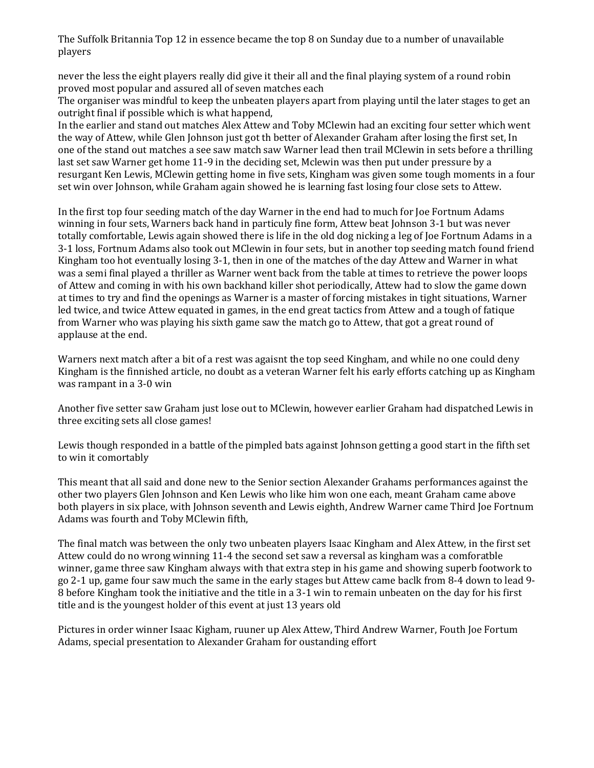The Suffolk Britannia Top 12 in essence became the top 8 on Sunday due to a number of unavailable players

never the less the eight players really did give it their all and the final playing system of a round robin proved most popular and assured all of seven matches each
The organiser was mindful to keep the unbeaten players apart from playing until the later stages to get an outright final if possible which is what happend,
In the earlier and stand out matches Alex Attew and Toby MClewin had an exciting four setter which went the way of Attew, while Glen Johnson just got th better of Alexander Graham after losing the first set, In one of the stand out matches a see saw match saw Warner lead then trail MClewin in sets before a thrilling last set saw Warner get home 11-9 in the deciding set, Mclewin was then put under pressure by a resurgant Ken Lewis, MClewin getting home in five sets, Kingham was given some tough moments in a four set win over Johnson, while Graham again showed he is learning fast losing four close sets to Attew.

In the first top four seeding match of the day Warner in the end had to much for Joe Fortnum Adams winning in four sets, Warners back hand in particuly fine form, Attew beat Johnson 3-1 but was never totally comfortable, Lewis again showed there is life in the old dog nicking a leg of Joe Fortnum Adams in a 3-1 loss, Fortnum Adams also took out MClewin in four sets, but in another top seeding match found friend Kingham too hot eventually losing 3-1, then in one of the matches of the day Attew and Warner in what was a semi final played a thriller as Warner went back from the table at times to retrieve the power loops of Attew and coming in with his own backhand killer shot periodically, Attew had to slow the game down at times to try and find the openings as Warner is a master of forcing mistakes in tight situations, Warner led twice, and twice Attew equated in games, in the end great tactics from Attew and a tough of fatique from Warner who was playing his sixth game saw the match go to Attew, that got a great round of applause at the end.

Warners next match after a bit of a rest was agaisnt the top seed Kingham, and while no one could deny Kingham is the finnished article, no doubt as a veteran Warner felt his early efforts catching up as Kingham was rampant in a 3-0 win

Another five setter saw Graham just lose out to MClewin, however earlier Graham had dispatched Lewis in three exciting sets all close games!

Lewis though responded in a battle of the pimpled bats against Johnson getting a good start in the fifth set to win it comortably

This meant that all said and done new to the Senior section Alexander Grahams performances against the other two players Glen Johnson and Ken Lewis who like him won one each, meant Graham came above both players in six place, with Johnson seventh and Lewis eighth, Andrew Warner came Third Joe Fortnum Adams was fourth and Toby MClewin fifth,

The final match was between the only two unbeaten players Isaac Kingham and Alex Attew, in the first set Attew could do no wrong winning 11-4 the second set saw a reversal as kingham was a comforatble winner, game three saw Kingham always with that extra step in his game and showing superb footwork to go 2-1 up, game four saw much the same in the early stages but Attew came baclk from 8-4 down to lead 9-8 before Kingham took the initiative and the title in a 3-1 win to remain unbeaten on the day for his first title and is the youngest holder of this event at just 13 years old

Pictures in order winner Isaac Kigham, ruuner up Alex Attew, Third Andrew Warner, Fouth Joe Fortum Adams, special presentation to Alexander Graham for oustanding effort